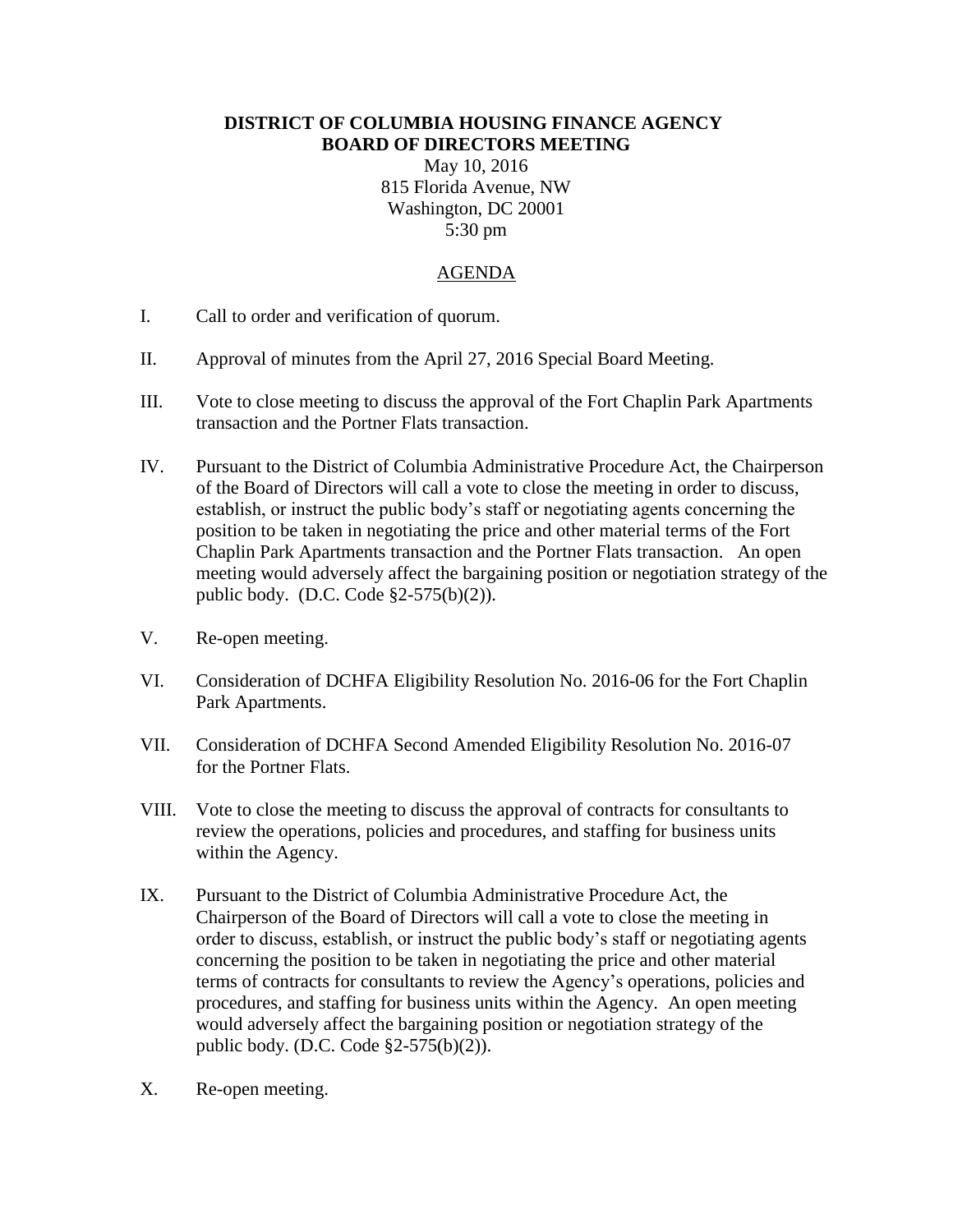**DISTRICT OF COLUMBIA HOUSING FINANCE AGENCY**
**BOARD OF DIRECTORS MEETING**

May 10, 2016
815 Florida Avenue, NW
Washington, DC 20001
5:30 pm

AGENDA

I. Call to order and verification of quorum.

II. Approval of minutes from the April 27, 2016 Special Board Meeting.

III. Vote to close meeting to discuss the approval of the Fort Chaplin Park Apartments transaction and the Portner Flats transaction.

IV. Pursuant to the District of Columbia Administrative Procedure Act, the Chairperson of the Board of Directors will call a vote to close the meeting in order to discuss, establish, or instruct the public body's staff or negotiating agents concerning the position to be taken in negotiating the price and other material terms of the Fort Chaplin Park Apartments transaction and the Portner Flats transaction. An open meeting would adversely affect the bargaining position or negotiation strategy of the public body. (D.C. Code §2-575(b)(2)).

V. Re-open meeting.

VI. Consideration of DCHFA Eligibility Resolution No. 2016-06 for the Fort Chaplin Park Apartments.

VII. Consideration of DCHFA Second Amended Eligibility Resolution No. 2016-07 for the Portner Flats.

VIII. Vote to close the meeting to discuss the approval of contracts for consultants to review the operations, policies and procedures, and staffing for business units within the Agency.

IX. Pursuant to the District of Columbia Administrative Procedure Act, the Chairperson of the Board of Directors will call a vote to close the meeting in order to discuss, establish, or instruct the public body's staff or negotiating agents concerning the position to be taken in negotiating the price and other material terms of contracts for consultants to review the Agency's operations, policies and procedures, and staffing for business units within the Agency. An open meeting would adversely affect the bargaining position or negotiation strategy of the public body. (D.C. Code §2-575(b)(2)).

X. Re-open meeting.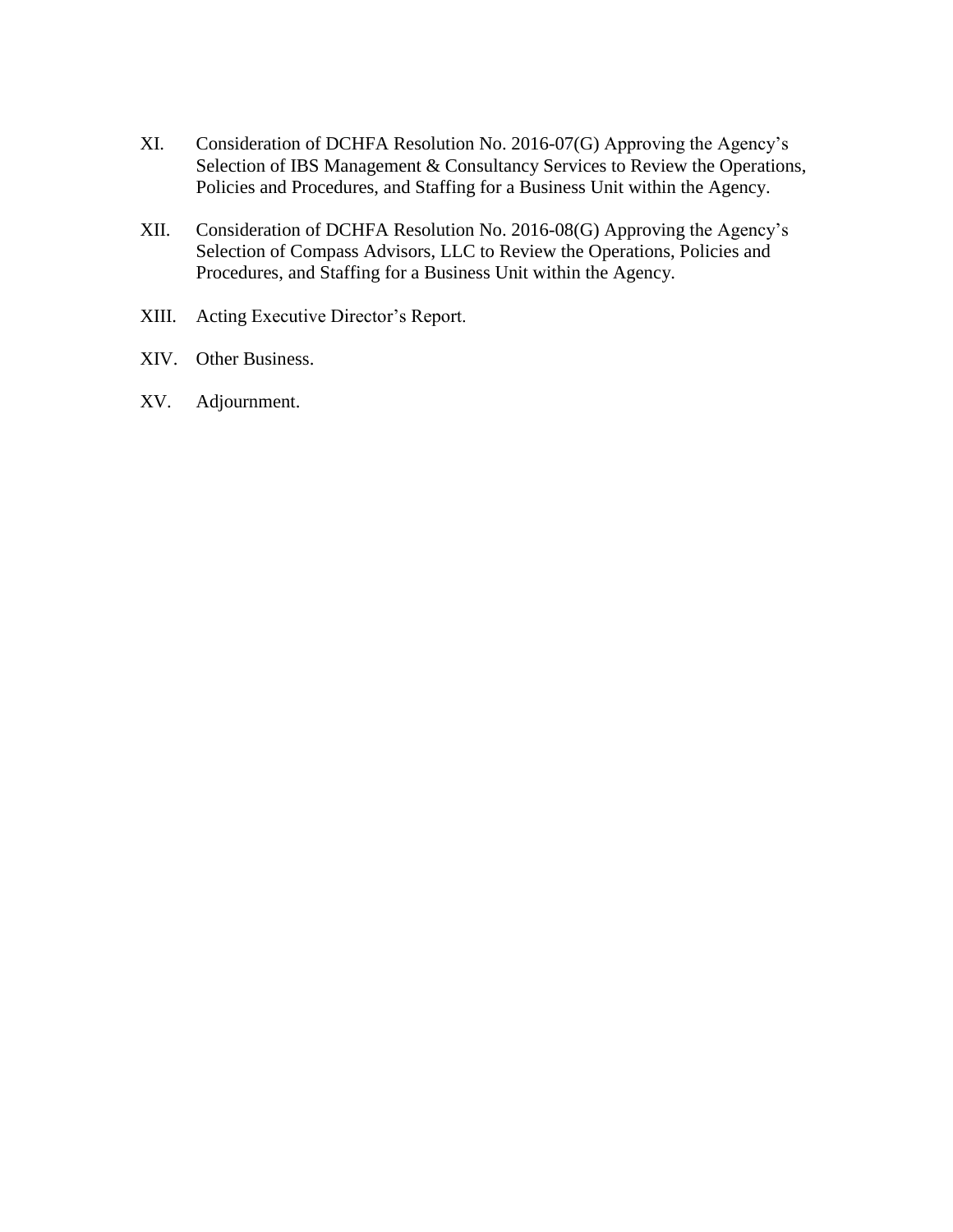XI. Consideration of DCHFA Resolution No. 2016-07(G) Approving the Agency's Selection of IBS Management & Consultancy Services to Review the Operations, Policies and Procedures, and Staffing for a Business Unit within the Agency.

XII. Consideration of DCHFA Resolution No. 2016-08(G) Approving the Agency's Selection of Compass Advisors, LLC to Review the Operations, Policies and Procedures, and Staffing for a Business Unit within the Agency.

XIII. Acting Executive Director's Report.

XIV. Other Business.

XV. Adjournment.